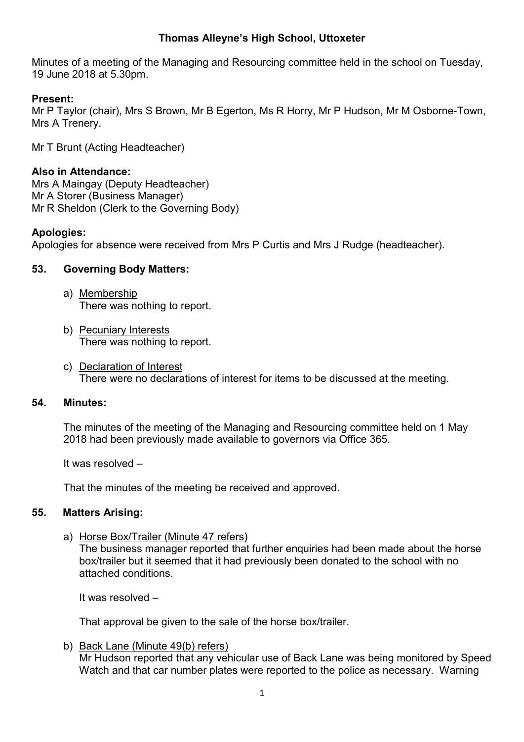# Thomas Alleyne's High School, Uttoxeter

Minutes of a meeting of the Managing and Resourcing committee held in the school on Tuesday, 19 June 2018 at 5.30pm.

**Present:**
Mr P Taylor (chair), Mrs S Brown, Mr B Egerton, Ms R Horry, Mr P Hudson, Mr M Osborne-Town, Mrs A Trenery.

Mr T Brunt (Acting Headteacher)

**Also in Attendance:**
Mrs A Maingay (Deputy Headteacher)
Mr A Storer (Business Manager)
Mr R Sheldon (Clerk to the Governing Body)

**Apologies:**
Apologies for absence were received from Mrs P Curtis and Mrs J Rudge (headteacher).

## 53. Governing Body Matters:

a) Membership
There was nothing to report.

b) Pecuniary Interests
There was nothing to report.

c) Declaration of Interest
There were no declarations of interest for items to be discussed at the meeting.

## 54. Minutes:

The minutes of the meeting of the Managing and Resourcing committee held on 1 May 2018 had been previously made available to governors via Office 365.

It was resolved –

That the minutes of the meeting be received and approved.

## 55. Matters Arising:

a) Horse Box/Trailer (Minute 47 refers)
The business manager reported that further enquiries had been made about the horse box/trailer but it seemed that it had previously been donated to the school with no attached conditions.

It was resolved –

That approval be given to the sale of the horse box/trailer.

b) Back Lane (Minute 49(b) refers)
Mr Hudson reported that any vehicular use of Back Lane was being monitored by Speed Watch and that car number plates were reported to the police as necessary. Warning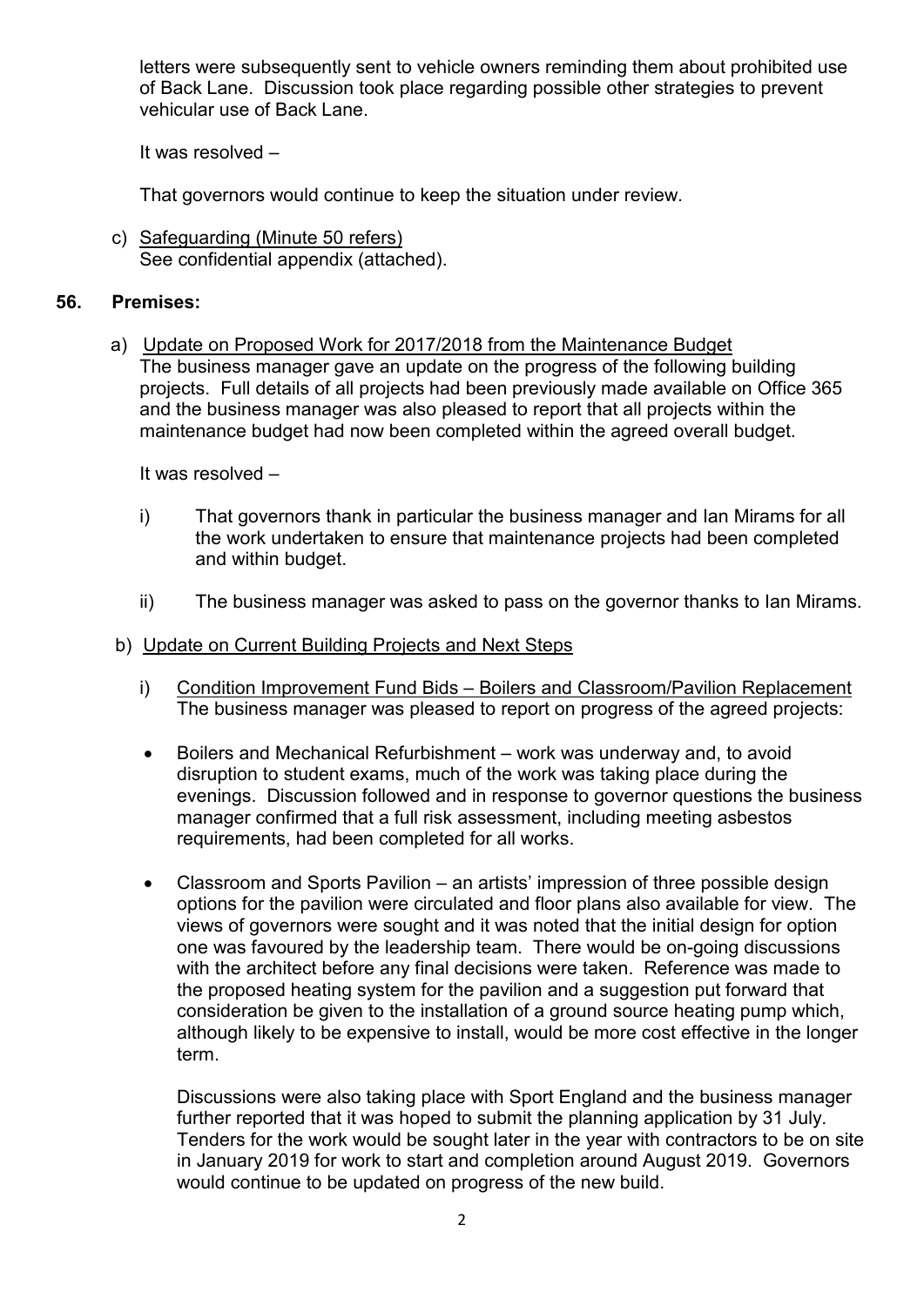letters were subsequently sent to vehicle owners reminding them about prohibited use of Back Lane. Discussion took place regarding possible other strategies to prevent vehicular use of Back Lane.

It was resolved –

That governors would continue to keep the situation under review.

c) Safeguarding (Minute 50 refers)
See confidential appendix (attached).

## 56. Premises:

a) Update on Proposed Work for 2017/2018 from the Maintenance Budget
The business manager gave an update on the progress of the following building projects. Full details of all projects had been previously made available on Office 365 and the business manager was also pleased to report that all projects within the maintenance budget had now been completed within the agreed overall budget.

It was resolved –

i) That governors thank in particular the business manager and Ian Mirams for all the work undertaken to ensure that maintenance projects had been completed and within budget.

ii) The business manager was asked to pass on the governor thanks to Ian Mirams.

b) Update on Current Building Projects and Next Steps

i) Condition Improvement Fund Bids – Boilers and Classroom/Pavilion Replacement
The business manager was pleased to report on progress of the agreed projects:

- Boilers and Mechanical Refurbishment – work was underway and, to avoid disruption to student exams, much of the work was taking place during the evenings. Discussion followed and in response to governor questions the business manager confirmed that a full risk assessment, including meeting asbestos requirements, had been completed for all works.

- Classroom and Sports Pavilion – an artists' impression of three possible design options for the pavilion were circulated and floor plans also available for view. The views of governors were sought and it was noted that the initial design for option one was favoured by the leadership team. There would be on-going discussions with the architect before any final decisions were taken. Reference was made to the proposed heating system for the pavilion and a suggestion put forward that consideration be given to the installation of a ground source heating pump which, although likely to be expensive to install, would be more cost effective in the longer term.

Discussions were also taking place with Sport England and the business manager further reported that it was hoped to submit the planning application by 31 July. Tenders for the work would be sought later in the year with contractors to be on site in January 2019 for work to start and completion around August 2019. Governors would continue to be updated on progress of the new build.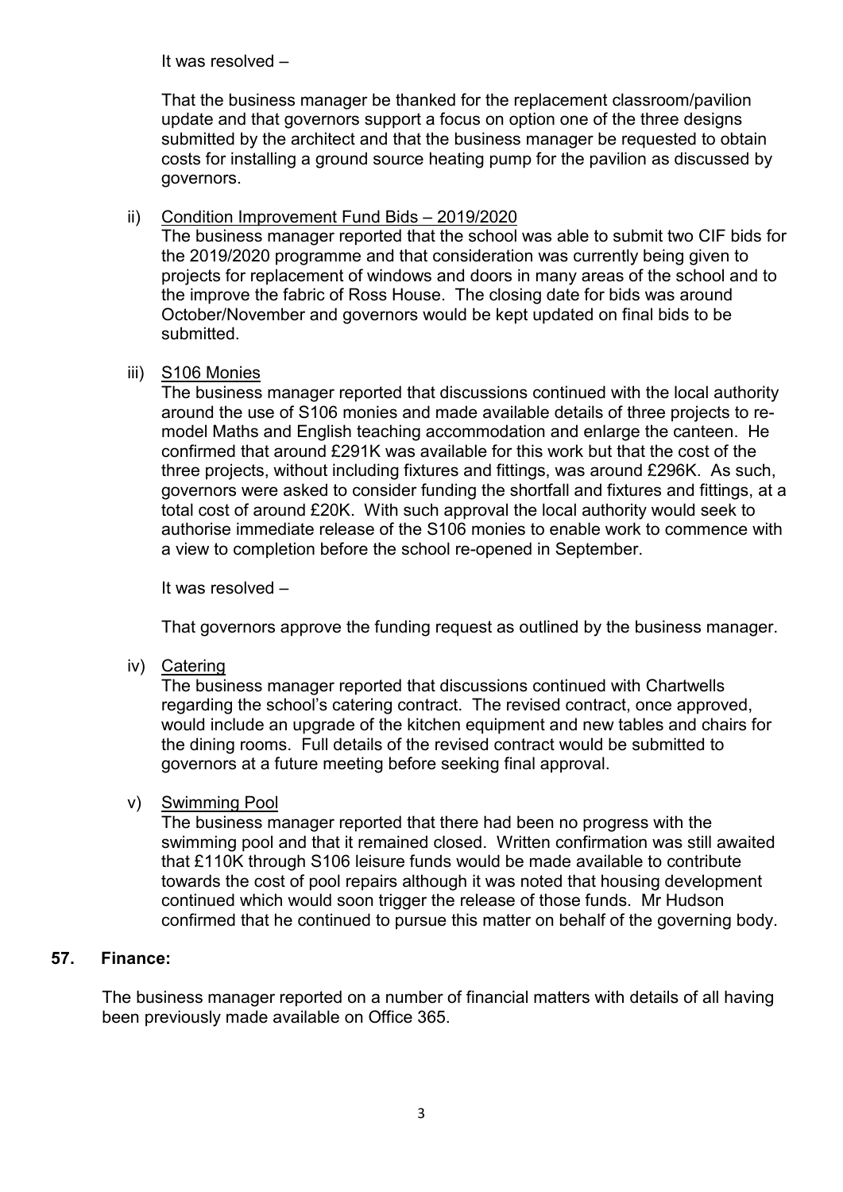It was resolved –

That the business manager be thanked for the replacement classroom/pavilion update and that governors support a focus on option one of the three designs submitted by the architect and that the business manager be requested to obtain costs for installing a ground source heating pump for the pavilion as discussed by governors.

ii) Condition Improvement Fund Bids – 2019/2020

The business manager reported that the school was able to submit two CIF bids for the 2019/2020 programme and that consideration was currently being given to projects for replacement of windows and doors in many areas of the school and to the improve the fabric of Ross House. The closing date for bids was around October/November and governors would be kept updated on final bids to be submitted.

iii) S106 Monies

The business manager reported that discussions continued with the local authority around the use of S106 monies and made available details of three projects to re-model Maths and English teaching accommodation and enlarge the canteen. He confirmed that around £291K was available for this work but that the cost of the three projects, without including fixtures and fittings, was around £296K. As such, governors were asked to consider funding the shortfall and fixtures and fittings, at a total cost of around £20K. With such approval the local authority would seek to authorise immediate release of the S106 monies to enable work to commence with a view to completion before the school re-opened in September.

It was resolved –

That governors approve the funding request as outlined by the business manager.

iv) Catering

The business manager reported that discussions continued with Chartwells regarding the school's catering contract. The revised contract, once approved, would include an upgrade of the kitchen equipment and new tables and chairs for the dining rooms. Full details of the revised contract would be submitted to governors at a future meeting before seeking final approval.

v) Swimming Pool

The business manager reported that there had been no progress with the swimming pool and that it remained closed. Written confirmation was still awaited that £110K through S106 leisure funds would be made available to contribute towards the cost of pool repairs although it was noted that housing development continued which would soon trigger the release of those funds. Mr Hudson confirmed that he continued to pursue this matter on behalf of the governing body.

## 57. Finance:

The business manager reported on a number of financial matters with details of all having been previously made available on Office 365.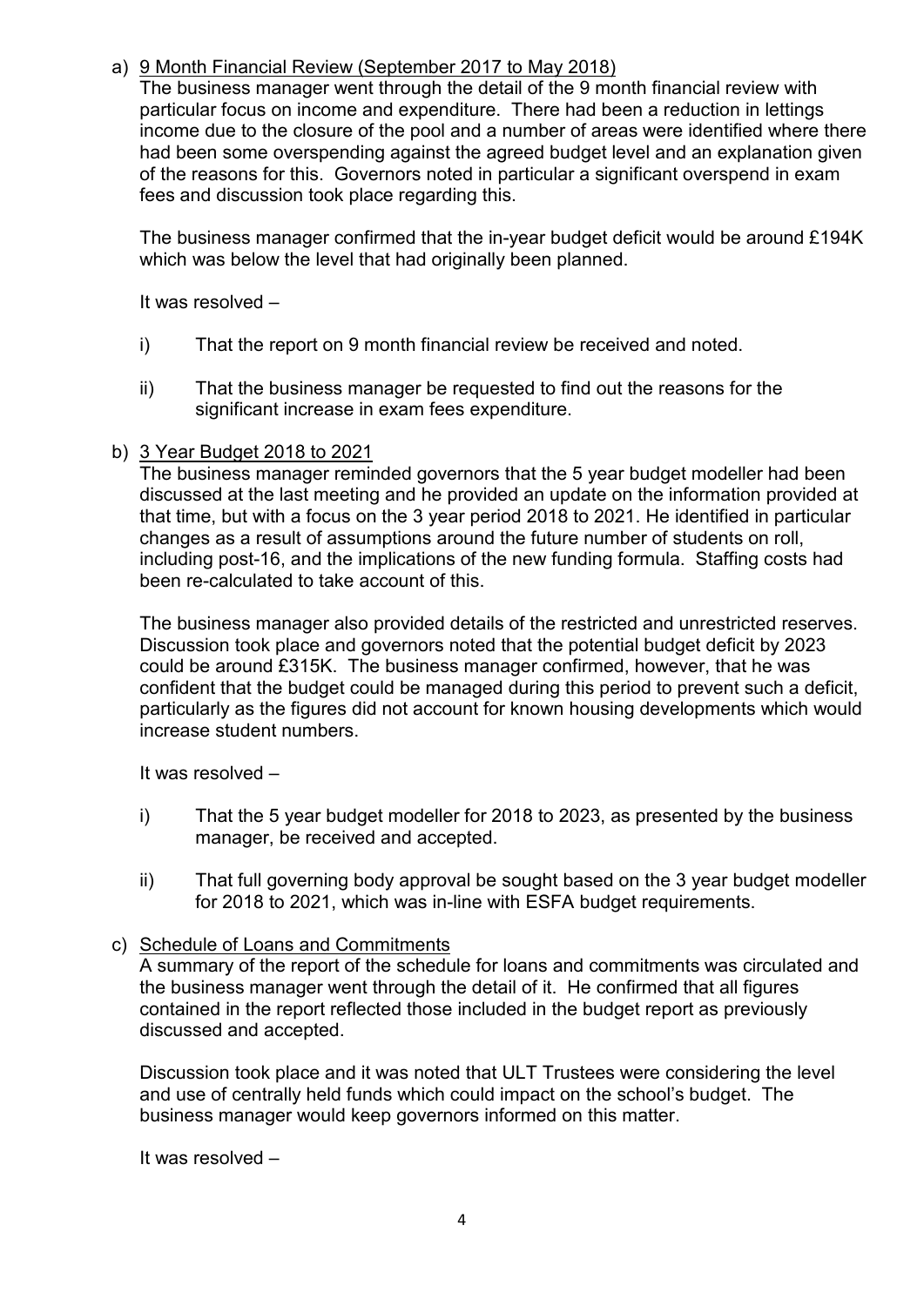a) Month Financial Review (September 2017 to May 2018)

The business manager went through the detail of the 9 month financial review with particular focus on income and expenditure. There had been a reduction in lettings income due to the closure of the pool and a number of areas were identified where there had been some overspending against the agreed budget level and an explanation given of the reasons for this. Governors noted in particular a significant overspend in exam fees and discussion took place regarding this.

The business manager confirmed that the in-year budget deficit would be around £194K which was below the level that had originally been planned.

It was resolved –

i) That the report on 9 month financial review be received and noted.

ii) That the business manager be requested to find out the reasons for the significant increase in exam fees expenditure.

b) 3 Year Budget 2018 to 2021

The business manager reminded governors that the 5 year budget modeller had been discussed at the last meeting and he provided an update on the information provided at that time, but with a focus on the 3 year period 2018 to 2021. He identified in particular changes as a result of assumptions around the future number of students on roll, including post-16, and the implications of the new funding formula. Staffing costs had been re-calculated to take account of this.

The business manager also provided details of the restricted and unrestricted reserves. Discussion took place and governors noted that the potential budget deficit by 2023 could be around £315K. The business manager confirmed, however, that he was confident that the budget could be managed during this period to prevent such a deficit, particularly as the figures did not account for known housing developments which would increase student numbers.

It was resolved –

i) That the 5 year budget modeller for 2018 to 2023, as presented by the business manager, be received and accepted.

ii) That full governing body approval be sought based on the 3 year budget modeller for 2018 to 2021, which was in-line with ESFA budget requirements.

c) Schedule of Loans and Commitments

A summary of the report of the schedule for loans and commitments was circulated and the business manager went through the detail of it. He confirmed that all figures contained in the report reflected those included in the budget report as previously discussed and accepted.

Discussion took place and it was noted that ULT Trustees were considering the level and use of centrally held funds which could impact on the school's budget. The business manager would keep governors informed on this matter.

It was resolved –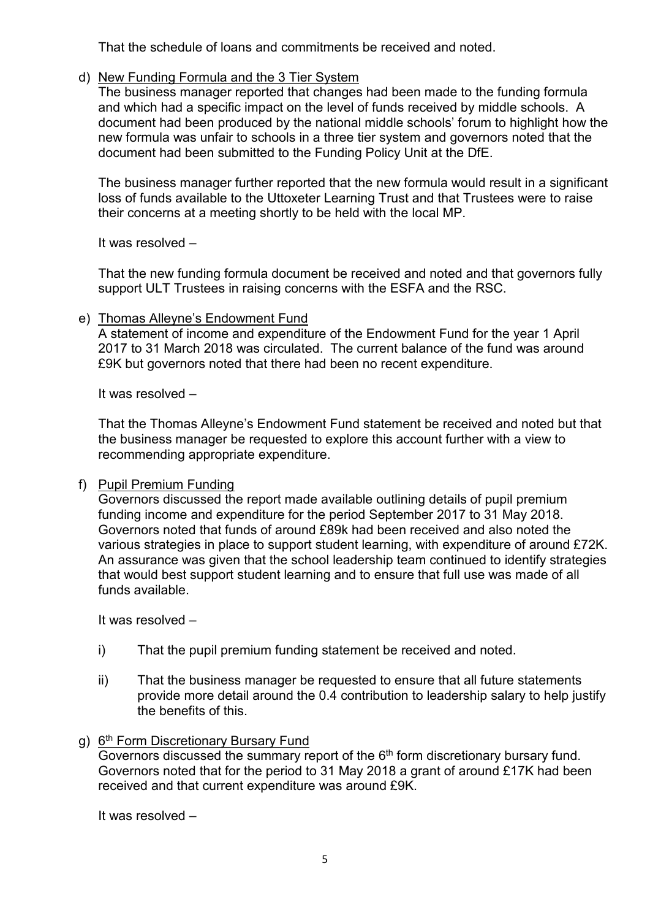That the schedule of loans and commitments be received and noted.

d) <u>New Funding Formula and the 3 Tier System</u>

The business manager reported that changes had been made to the funding formula and which had a specific impact on the level of funds received by middle schools. A document had been produced by the national middle schools' forum to highlight how the new formula was unfair to schools in a three tier system and governors noted that the document had been submitted to the Funding Policy Unit at the DfE.

The business manager further reported that the new formula would result in a significant loss of funds available to the Uttoxeter Learning Trust and that Trustees were to raise their concerns at a meeting shortly to be held with the local MP.

It was resolved –

That the new funding formula document be received and noted and that governors fully support ULT Trustees in raising concerns with the ESFA and the RSC.

e) <u>Thomas Alleyne's Endowment Fund</u>

A statement of income and expenditure of the Endowment Fund for the year 1 April 2017 to 31 March 2018 was circulated. The current balance of the fund was around £9K but governors noted that there had been no recent expenditure.

It was resolved –

That the Thomas Alleyne's Endowment Fund statement be received and noted but that the business manager be requested to explore this account further with a view to recommending appropriate expenditure.

f) <u>Pupil Premium Funding</u>

Governors discussed the report made available outlining details of pupil premium funding income and expenditure for the period September 2017 to 31 May 2018. Governors noted that funds of around £89k had been received and also noted the various strategies in place to support student learning, with expenditure of around £72K. An assurance was given that the school leadership team continued to identify strategies that would best support student learning and to ensure that full use was made of all funds available.

It was resolved –

i) That the pupil premium funding statement be received and noted.

ii) That the business manager be requested to ensure that all future statements provide more detail around the 0.4 contribution to leadership salary to help justify the benefits of this.

g) <u>6th Form Discretionary Bursary Fund</u>

Governors discussed the summary report of the 6th form discretionary bursary fund. Governors noted that for the period to 31 May 2018 a grant of around £17K had been received and that current expenditure was around £9K.

It was resolved –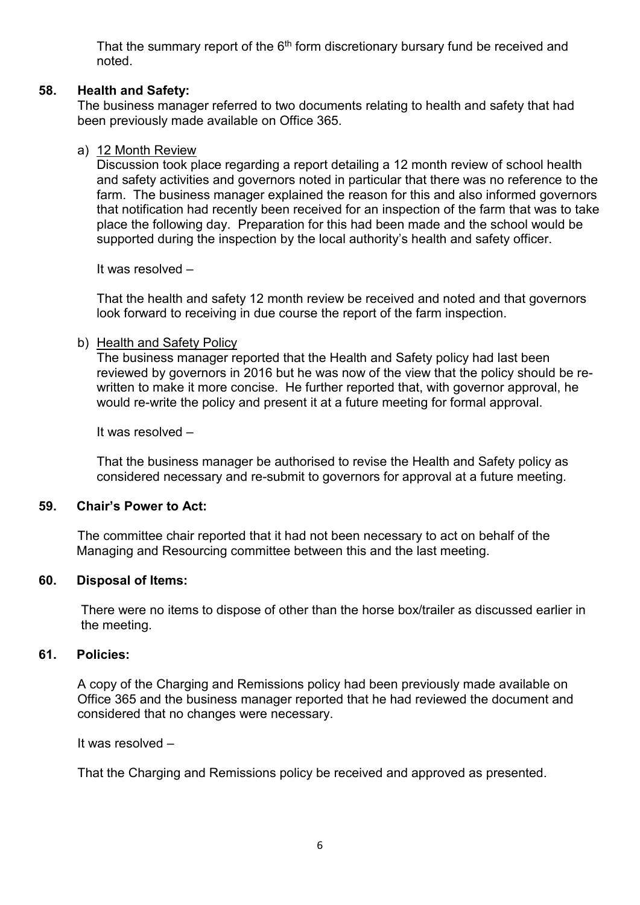That the summary report of the 6th form discretionary bursary fund be received and noted.

**58. Health and Safety:**

The business manager referred to two documents relating to health and safety that had been previously made available on Office 365.

a) 12 Month Review

Discussion took place regarding a report detailing a 12 month review of school health and safety activities and governors noted in particular that there was no reference to the farm. The business manager explained the reason for this and also informed governors that notification had recently been received for an inspection of the farm that was to take place the following day. Preparation for this had been made and the school would be supported during the inspection by the local authority's health and safety officer.

It was resolved –

That the health and safety 12 month review be received and noted and that governors look forward to receiving in due course the report of the farm inspection.

b) Health and Safety Policy

The business manager reported that the Health and Safety policy had last been reviewed by governors in 2016 but he was now of the view that the policy should be re-written to make it more concise. He further reported that, with governor approval, he would re-write the policy and present it at a future meeting for formal approval.

It was resolved –

That the business manager be authorised to revise the Health and Safety policy as considered necessary and re-submit to governors for approval at a future meeting.

**59. Chair's Power to Act:**

The committee chair reported that it had not been necessary to act on behalf of the Managing and Resourcing committee between this and the last meeting.

**60. Disposal of Items:**

There were no items to dispose of other than the horse box/trailer as discussed earlier in the meeting.

**61. Policies:**

A copy of the Charging and Remissions policy had been previously made available on Office 365 and the business manager reported that he had reviewed the document and considered that no changes were necessary.

It was resolved –

That the Charging and Remissions policy be received and approved as presented.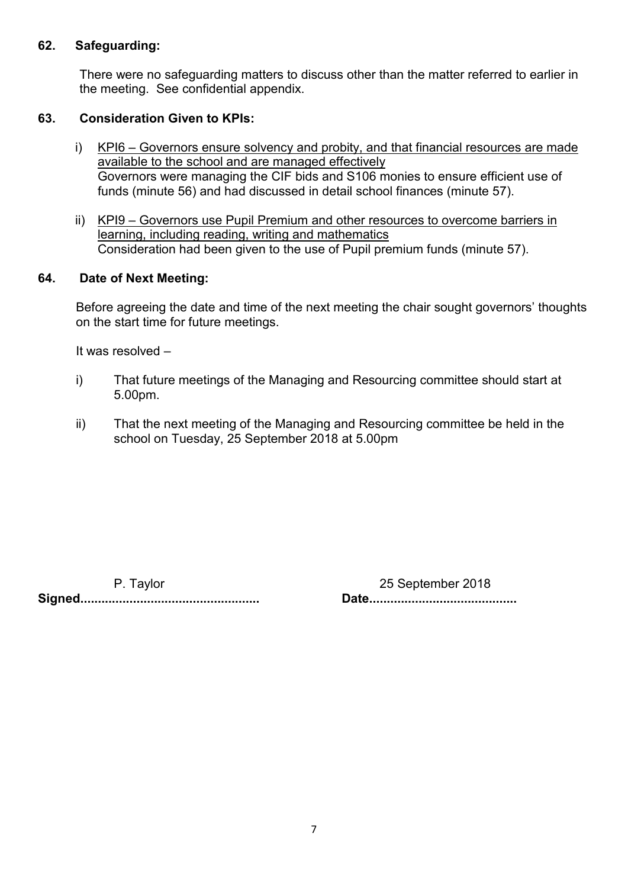### 62. Safeguarding:

There were no safeguarding matters to discuss other than the matter referred to earlier in the meeting. See confidential appendix.

### 63. Consideration Given to KPIs:

i) <u>KPI6 – Governors ensure solvency and probity, and that financial resources are made available to the school and are managed effectively</u>
Governors were managing the CIF bids and S106 monies to ensure efficient use of funds (minute 56) and had discussed in detail school finances (minute 57).

ii) <u>KPI9 – Governors use Pupil Premium and other resources to overcome barriers in learning, including reading, writing and mathematics</u>
Consideration had been given to the use of Pupil premium funds (minute 57).

### 64. Date of Next Meeting:

Before agreeing the date and time of the next meeting the chair sought governors' thoughts on the start time for future meetings.

It was resolved –

i) That future meetings of the Managing and Resourcing committee should start at 5.00pm.

ii) That the next meeting of the Managing and Resourcing committee be held in the school on Tuesday, 25 September 2018 at 5.00pm

P. Taylor
**Signed..................................................**

25 September 2018
**Date.........................................**